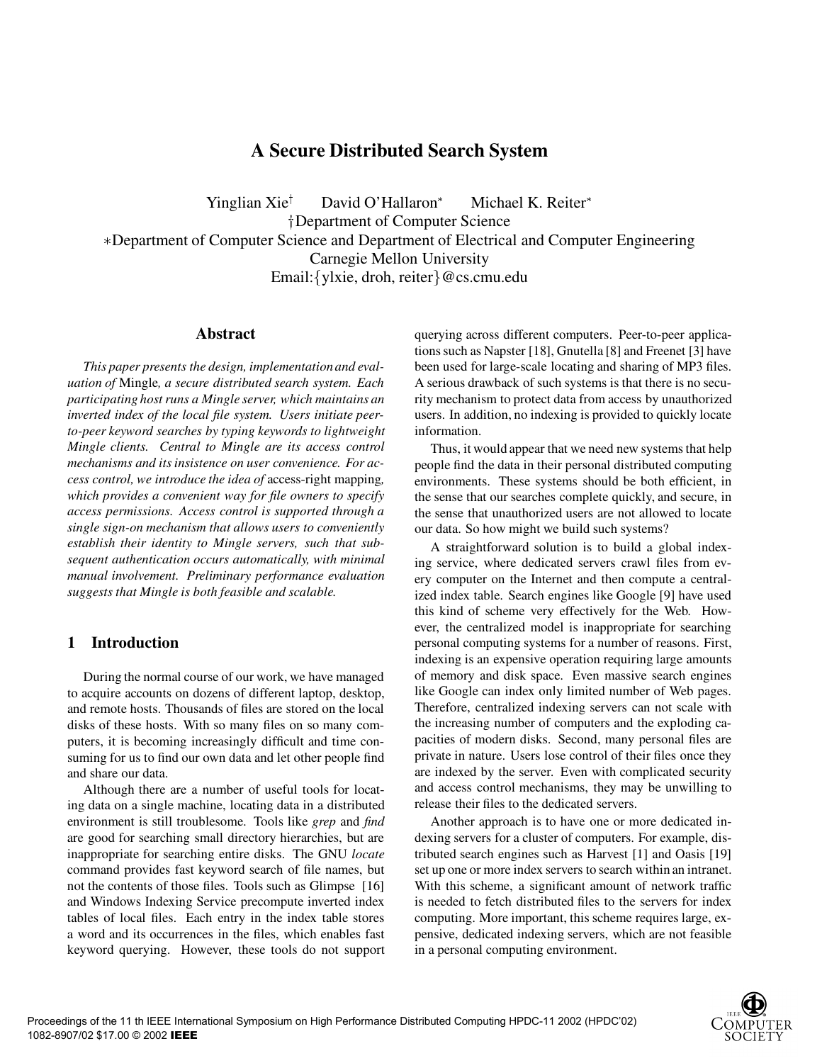# A Secure Distributed Search System

Yinglian Xie[†] David O'Hallaron[*] Michael K. Reiter[*]

[†]Department of Computer Science

[*]Department of Computer Science and Department of Electrical and Computer Engineering

Carnegie Mellon University

Email:{ylxie, droh, reiter}@cs.cmu.edu

## Abstract

*This paper presents the design, implementation and evaluation of* Mingle*, a secure distributed search system. Each participating host runs a Mingle server, which maintains an inverted index of the local file system. Users initiate peer-to-peer keyword searches by typing keywords to lightweight Mingle clients. Central to Mingle are its access control mechanisms and its insistence on user convenience. For access control, we introduce the idea of* access-right mapping*, which provides a convenient way for file owners to specify access permissions. Access control is supported through a single sign-on mechanism that allows users to conveniently establish their identity to Mingle servers, such that subsequent authentication occurs automatically, with minimal manual involvement. Preliminary performance evaluation suggests that Mingle is both feasible and scalable.*

## 1 Introduction

During the normal course of our work, we have managed to acquire accounts on dozens of different laptop, desktop, and remote hosts. Thousands of files are stored on the local disks of these hosts. With so many files on so many computers, it is becoming increasingly difficult and time consuming for us to find our own data and let other people find and share our data.

Although there are a number of useful tools for locating data on a single machine, locating data in a distributed environment is still troublesome. Tools like *grep* and *find* are good for searching small directory hierarchies, but are inappropriate for searching entire disks. The GNU *locate* command provides fast keyword search of file names, but not the contents of those files. Tools such as Glimpse [16] and Windows Indexing Service precompute inverted index tables of local files. Each entry in the index table stores a word and its occurrences in the files, which enables fast keyword querying. However, these tools do not support querying across different computers. Peer-to-peer applications such as Napster [18], Gnutella [8] and Freenet [3] have been used for large-scale locating and sharing of MP3 files. A serious drawback of such systems is that there is no security mechanism to protect data from access by unauthorized users. In addition, no indexing is provided to quickly locate information.

Thus, it would appear that we need new systems that help people find the data in their personal distributed computing environments. These systems should be both efficient, in the sense that our searches complete quickly, and secure, in the sense that unauthorized users are not allowed to locate our data. So how might we build such systems?

A straightforward solution is to build a global indexing service, where dedicated servers crawl files from every computer on the Internet and then compute a centralized index table. Search engines like Google [9] have used this kind of scheme very effectively for the Web. However, the centralized model is inappropriate for searching personal computing systems for a number of reasons. First, indexing is an expensive operation requiring large amounts of memory and disk space. Even massive search engines like Google can index only limited number of Web pages. Therefore, centralized indexing servers can not scale with the increasing number of computers and the exploding capacities of modern disks. Second, many personal files are private in nature. Users lose control of their files once they are indexed by the server. Even with complicated security and access control mechanisms, they may be unwilling to release their files to the dedicated servers.

Another approach is to have one or more dedicated indexing servers for a cluster of computers. For example, distributed search engines such as Harvest [1] and Oasis [19] set up one or more index servers to search within an intranet. With this scheme, a significant amount of network traffic is needed to fetch distributed files to the servers for index computing. More important, this scheme requires large, expensive, dedicated indexing servers, which are not feasible in a personal computing environment.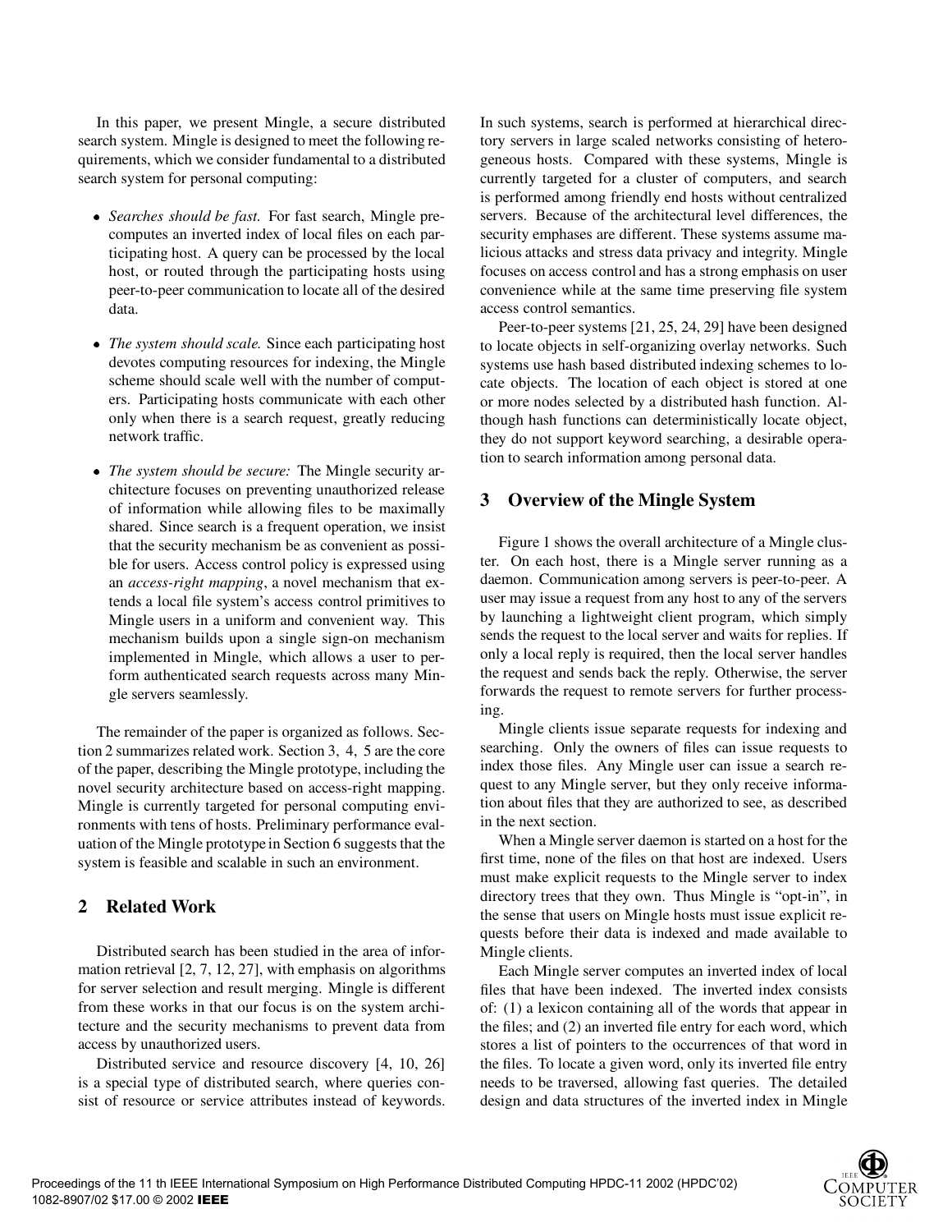In this paper, we present Mingle, a secure distributed search system. Mingle is designed to meet the following requirements, which we consider fundamental to a distributed search system for personal computing:

- *Searches should be fast.* For fast search, Mingle precomputes an inverted index of local files on each participating host. A query can be processed by the local host, or routed through the participating hosts using peer-to-peer communication to locate all of the desired data.
- *The system should scale.* Since each participating host devotes computing resources for indexing, the Mingle scheme should scale well with the number of computers. Participating hosts communicate with each other only when there is a search request, greatly reducing network traffic.
- *The system should be secure:* The Mingle security architecture focuses on preventing unauthorized release of information while allowing files to be maximally shared. Since search is a frequent operation, we insist that the security mechanism be as convenient as possible for users. Access control policy is expressed using an *access-right mapping*, a novel mechanism that extends a local file system's access control primitives to Mingle users in a uniform and convenient way. This mechanism builds upon a single sign-on mechanism implemented in Mingle, which allows a user to perform authenticated search requests across many Mingle servers seamlessly.

The remainder of the paper is organized as follows. Section 2 summarizes related work. Section 3, 4, 5 are the core of the paper, describing the Mingle prototype, including the novel security architecture based on access-right mapping. Mingle is currently targeted for personal computing environments with tens of hosts. Preliminary performance evaluation of the Mingle prototype in Section 6 suggests that the system is feasible and scalable in such an environment.

## 2 Related Work

Distributed search has been studied in the area of information retrieval [2, 7, 12, 27], with emphasis on algorithms for server selection and result merging. Mingle is different from these works in that our focus is on the system architecture and the security mechanisms to prevent data from access by unauthorized users.

Distributed service and resource discovery [4, 10, 26] is a special type of distributed search, where queries consist of resource or service attributes instead of keywords. In such systems, search is performed at hierarchical directory servers in large scaled networks consisting of heterogeneous hosts. Compared with these systems, Mingle is currently targeted for a cluster of computers, and search is performed among friendly end hosts without centralized servers. Because of the architectural level differences, the security emphases are different. These systems assume malicious attacks and stress data privacy and integrity. Mingle focuses on access control and has a strong emphasis on user convenience while at the same time preserving file system access control semantics.

Peer-to-peer systems [21, 25, 24, 29] have been designed to locate objects in self-organizing overlay networks. Such systems use hash based distributed indexing schemes to locate objects. The location of each object is stored at one or more nodes selected by a distributed hash function. Although hash functions can deterministically locate object, they do not support keyword searching, a desirable operation to search information among personal data.

## 3 Overview of the Mingle System

Figure 1 shows the overall architecture of a Mingle cluster. On each host, there is a Mingle server running as a daemon. Communication among servers is peer-to-peer. A user may issue a request from any host to any of the servers by launching a lightweight client program, which simply sends the request to the local server and waits for replies. If only a local reply is required, then the local server handles the request and sends back the reply. Otherwise, the server forwards the request to remote servers for further processing.

Mingle clients issue separate requests for indexing and searching. Only the owners of files can issue requests to index those files. Any Mingle user can issue a search request to any Mingle server, but they only receive information about files that they are authorized to see, as described in the next section.

When a Mingle server daemon is started on a host for the first time, none of the files on that host are indexed. Users must make explicit requests to the Mingle server to index directory trees that they own. Thus Mingle is "opt-in", in the sense that users on Mingle hosts must issue explicit requests before their data is indexed and made available to Mingle clients.

Each Mingle server computes an inverted index of local files that have been indexed. The inverted index consists of: (1) a lexicon containing all of the words that appear in the files; and (2) an inverted file entry for each word, which stores a list of pointers to the occurrences of that word in the files. To locate a given word, only its inverted file entry needs to be traversed, allowing fast queries. The detailed design and data structures of the inverted index in Mingle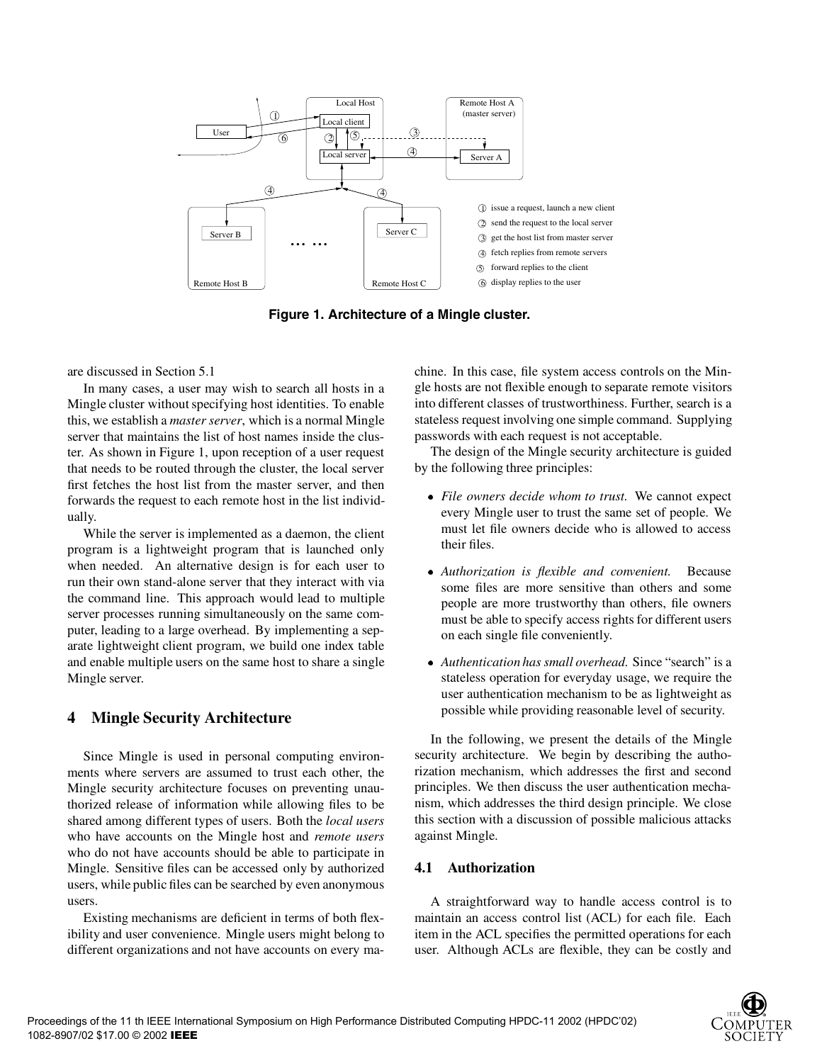Local Host

Local client

Local server

Remote Host A (master server)

Server A

User

Server B

Remote Host B

Server C

Remote Host C

① issue a request, launch a new client

② send the request to the local server

③ get the host list from master server

④ fetch replies from remote servers

⑤ forward replies to the client

⑥ display replies to the user

**Figure 1. Architecture of a Mingle cluster.**

are discussed in Section 5.1

In many cases, a user may wish to search all hosts in a Mingle cluster without specifying host identities. To enable this, we establish a *master server*, which is a normal Mingle server that maintains the list of host names inside the cluster. As shown in Figure 1, upon reception of a user request that needs to be routed through the cluster, the local server first fetches the host list from the master server, and then forwards the request to each remote host in the list individually.

While the server is implemented as a daemon, the client program is a lightweight program that is launched only when needed. An alternative design is for each user to run their own stand-alone server that they interact with via the command line. This approach would lead to multiple server processes running simultaneously on the same computer, leading to a large overhead. By implementing a separate lightweight client program, we build one index table and enable multiple users on the same host to share a single Mingle server.

## 4 Mingle Security Architecture

Since Mingle is used in personal computing environments where servers are assumed to trust each other, the Mingle security architecture focuses on preventing unauthorized release of information while allowing files to be shared among different types of users. Both the *local users* who have accounts on the Mingle host and *remote users* who do not have accounts should be able to participate in Mingle. Sensitive files can be accessed only by authorized users, while public files can be searched by even anonymous users.

Existing mechanisms are deficient in terms of both flexibility and user convenience. Mingle users might belong to different organizations and not have accounts on every machine. In this case, file system access controls on the Mingle hosts are not flexible enough to separate remote visitors into different classes of trustworthiness. Further, search is a stateless request involving one simple command. Supplying passwords with each request is not acceptable.

The design of the Mingle security architecture is guided by the following three principles:

- *File owners decide whom to trust.* We cannot expect every Mingle user to trust the same set of people. We must let file owners decide who is allowed to access their files.
- *Authorization is flexible and convenient.* Because some files are more sensitive than others and some people are more trustworthy than others, file owners must be able to specify access rights for different users on each single file conveniently.
- *Authentication has small overhead.* Since "search" is a stateless operation for everyday usage, we require the user authentication mechanism to be as lightweight as possible while providing reasonable level of security.

In the following, we present the details of the Mingle security architecture. We begin by describing the authorization mechanism, which addresses the first and second principles. We then discuss the user authentication mechanism, which addresses the third design principle. We close this section with a discussion of possible malicious attacks against Mingle.

### 4.1 Authorization

A straightforward way to handle access control is to maintain an access control list (ACL) for each file. Each item in the ACL specifies the permitted operations for each user. Although ACLs are flexible, they can be costly and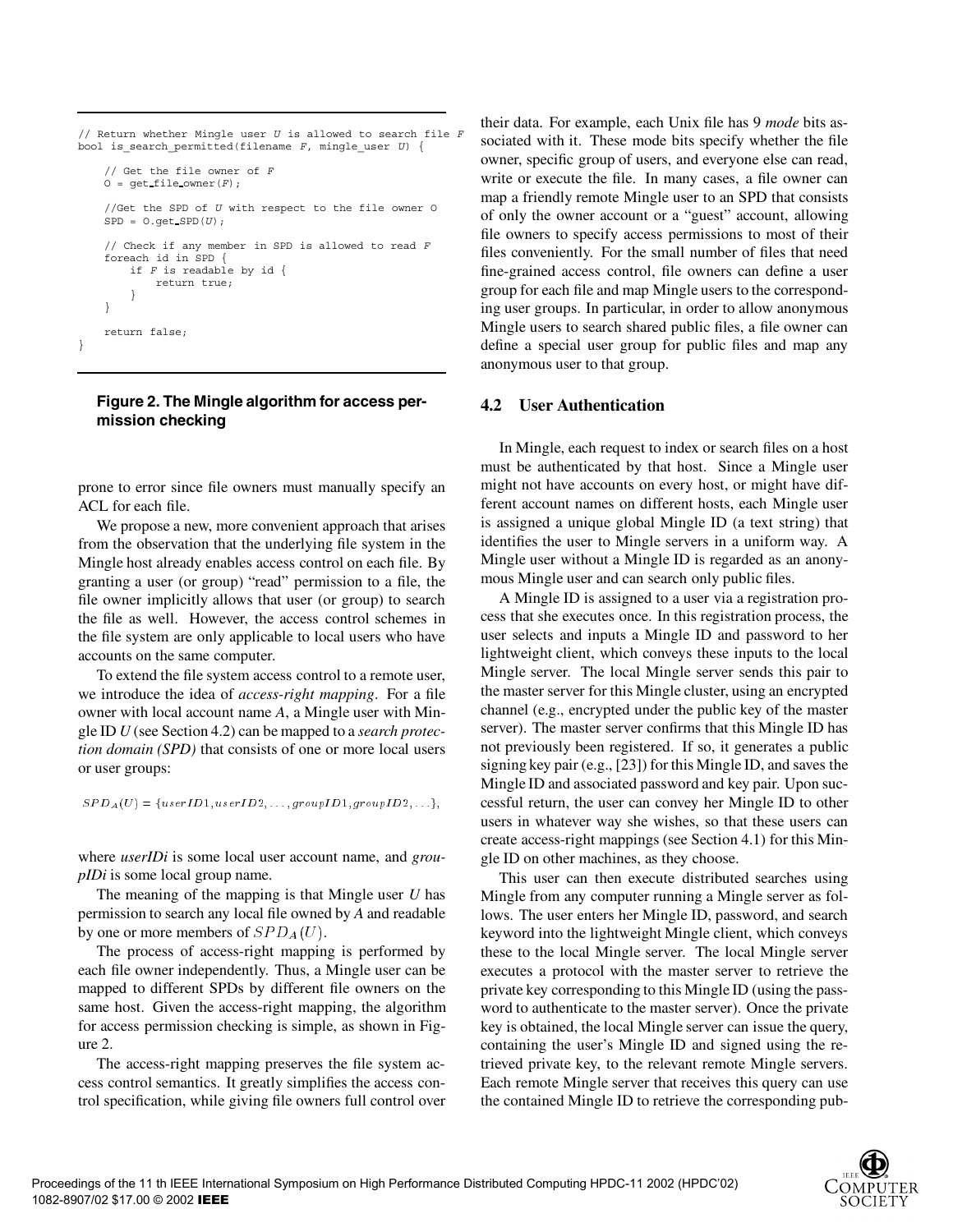```
// Return whether Mingle user U is allowed to search file F
bool is_search_permitted(filename F, mingle_user U) {

    // Get the file owner of F
    O = get_file_owner(F);

    //Get the SPD of U with respect to the file owner O
    SPD = O.get_SPD(U);

    // Check if any member in SPD is allowed to read F
    foreach id in SPD {
        if F is readable by id {
            return true;
        }
    }

    return false;
}
```

**Figure 2. The Mingle algorithm for access permission checking**

prone to error since file owners must manually specify an ACL for each file.

We propose a new, more convenient approach that arises from the observation that the underlying file system in the Mingle host already enables access control on each file. By granting a user (or group) "read" permission to a file, the file owner implicitly allows that user (or group) to search the file as well. However, the access control schemes in the file system are only applicable to local users who have accounts on the same computer.

To extend the file system access control to a remote user, we introduce the idea of *access-right mapping*. For a file owner with local account name *A*, a Mingle user with Mingle ID *U* (see Section 4.2) can be mapped to a *search protection domain (SPD)* that consists of one or more local users or user groups:

$$SPD_A(U) = \{userID1, userID2, \ldots, groupID1, groupID2, \ldots\},$$

where *userIDi* is some local user account name, and *groupIDi* is some local group name.

The meaning of the mapping is that Mingle user *U* has permission to search any local file owned by *A* and readable by one or more members of $SPD_A(U)$.

The process of access-right mapping is performed by each file owner independently. Thus, a Mingle user can be mapped to different SPDs by different file owners on the same host. Given the access-right mapping, the algorithm for access permission checking is simple, as shown in Figure 2.

The access-right mapping preserves the file system access control semantics. It greatly simplifies the access control specification, while giving file owners full control over their data. For example, each Unix file has 9 *mode* bits associated with it. These mode bits specify whether the file owner, specific group of users, and everyone else can read, write or execute the file. In many cases, a file owner can map a friendly remote Mingle user to an SPD that consists of only the owner account or a "guest" account, allowing file owners to specify access permissions to most of their files conveniently. For the small number of files that need fine-grained access control, file owners can define a user group for each file and map Mingle users to the corresponding user groups. In particular, in order to allow anonymous Mingle users to search shared public files, a file owner can define a special user group for public files and map any anonymous user to that group.

## 4.2 User Authentication

In Mingle, each request to index or search files on a host must be authenticated by that host. Since a Mingle user might not have accounts on every host, or might have different account names on different hosts, each Mingle user is assigned a unique global Mingle ID (a text string) that identifies the user to Mingle servers in a uniform way. A Mingle user without a Mingle ID is regarded as an anonymous Mingle user and can search only public files.

A Mingle ID is assigned to a user via a registration process that she executes once. In this registration process, the user selects and inputs a Mingle ID and password to her lightweight client, which conveys these inputs to the local Mingle server. The local Mingle server sends this pair to the master server for this Mingle cluster, using an encrypted channel (e.g., encrypted under the public key of the master server). The master server confirms that this Mingle ID has not previously been registered. If so, it generates a public signing key pair (e.g., [23]) for this Mingle ID, and saves the Mingle ID and associated password and key pair. Upon successful return, the user can convey her Mingle ID to other users in whatever way she wishes, so that these users can create access-right mappings (see Section 4.1) for this Mingle ID on other machines, as they choose.

This user can then execute distributed searches using Mingle from any computer running a Mingle server as follows. The user enters her Mingle ID, password, and search keyword into the lightweight Mingle client, which conveys these to the local Mingle server. The local Mingle server executes a protocol with the master server to retrieve the private key corresponding to this Mingle ID (using the password to authenticate to the master server). Once the private key is obtained, the local Mingle server can issue the query, containing the user's Mingle ID and signed using the retrieved private key, to the relevant remote Mingle servers. Each remote Mingle server that receives this query can use the contained Mingle ID to retrieve the corresponding pub-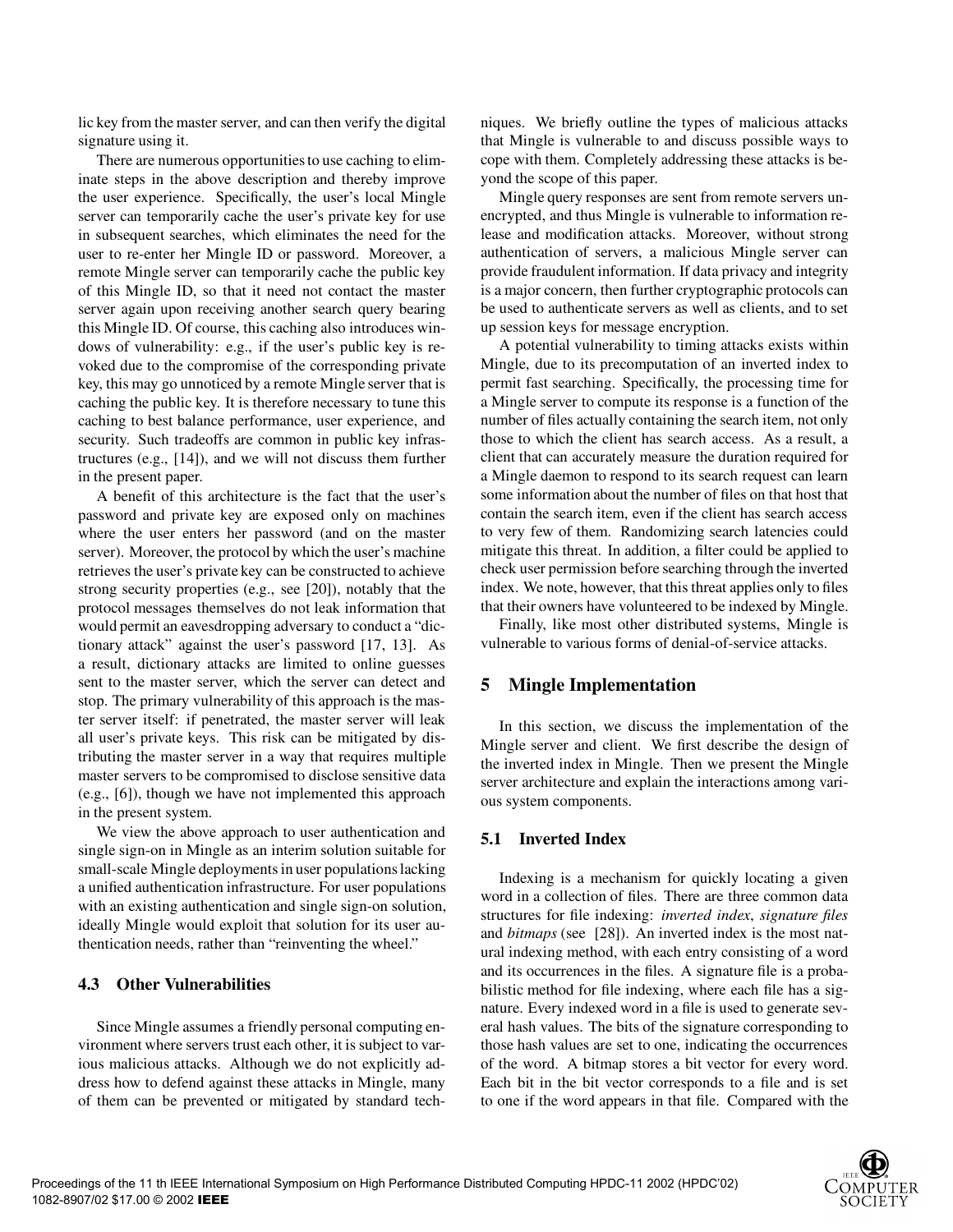lic key from the master server, and can then verify the digital signature using it.

There are numerous opportunities to use caching to eliminate steps in the above description and thereby improve the user experience. Specifically, the user's local Mingle server can temporarily cache the user's private key for use in subsequent searches, which eliminates the need for the user to re-enter her Mingle ID or password. Moreover, a remote Mingle server can temporarily cache the public key of this Mingle ID, so that it need not contact the master server again upon receiving another search query bearing this Mingle ID. Of course, this caching also introduces windows of vulnerability: e.g., if the user's public key is revoked due to the compromise of the corresponding private key, this may go unnoticed by a remote Mingle server that is caching the public key. It is therefore necessary to tune this caching to best balance performance, user experience, and security. Such tradeoffs are common in public key infrastructures (e.g., [14]), and we will not discuss them further in the present paper.

A benefit of this architecture is the fact that the user's password and private key are exposed only on machines where the user enters her password (and on the master server). Moreover, the protocol by which the user's machine retrieves the user's private key can be constructed to achieve strong security properties (e.g., see [20]), notably that the protocol messages themselves do not leak information that would permit an eavesdropping adversary to conduct a "dictionary attack" against the user's password [17, 13]. As a result, dictionary attacks are limited to online guesses sent to the master server, which the server can detect and stop. The primary vulnerability of this approach is the master server itself: if penetrated, the master server will leak all user's private keys. This risk can be mitigated by distributing the master server in a way that requires multiple master servers to be compromised to disclose sensitive data (e.g., [6]), though we have not implemented this approach in the present system.

We view the above approach to user authentication and single sign-on in Mingle as an interim solution suitable for small-scale Mingle deployments in user populations lacking a unified authentication infrastructure. For user populations with an existing authentication and single sign-on solution, ideally Mingle would exploit that solution for its user authentication needs, rather than "reinventing the wheel."

### 4.3 Other Vulnerabilities

Since Mingle assumes a friendly personal computing environment where servers trust each other, it is subject to various malicious attacks. Although we do not explicitly address how to defend against these attacks in Mingle, many of them can be prevented or mitigated by standard techniques. We briefly outline the types of malicious attacks that Mingle is vulnerable to and discuss possible ways to cope with them. Completely addressing these attacks is beyond the scope of this paper.

Mingle query responses are sent from remote servers unencrypted, and thus Mingle is vulnerable to information release and modification attacks. Moreover, without strong authentication of servers, a malicious Mingle server can provide fraudulent information. If data privacy and integrity is a major concern, then further cryptographic protocols can be used to authenticate servers as well as clients, and to set up session keys for message encryption.

A potential vulnerability to timing attacks exists within Mingle, due to its precomputation of an inverted index to permit fast searching. Specifically, the processing time for a Mingle server to compute its response is a function of the number of files actually containing the search item, not only those to which the client has search access. As a result, a client that can accurately measure the duration required for a Mingle daemon to respond to its search request can learn some information about the number of files on that host that contain the search item, even if the client has search access to very few of them. Randomizing search latencies could mitigate this threat. In addition, a filter could be applied to check user permission before searching through the inverted index. We note, however, that this threat applies only to files that their owners have volunteered to be indexed by Mingle.

Finally, like most other distributed systems, Mingle is vulnerable to various forms of denial-of-service attacks.

## 5 Mingle Implementation

In this section, we discuss the implementation of the Mingle server and client. We first describe the design of the inverted index in Mingle. Then we present the Mingle server architecture and explain the interactions among various system components.

### 5.1 Inverted Index

Indexing is a mechanism for quickly locating a given word in a collection of files. There are three common data structures for file indexing: *inverted index*, *signature files* and *bitmaps* (see [28]). An inverted index is the most natural indexing method, with each entry consisting of a word and its occurrences in the files. A signature file is a probabilistic method for file indexing, where each file has a signature. Every indexed word in a file is used to generate several hash values. The bits of the signature corresponding to those hash values are set to one, indicating the occurrences of the word. A bitmap stores a bit vector for every word. Each bit in the bit vector corresponds to a file and is set to one if the word appears in that file. Compared with the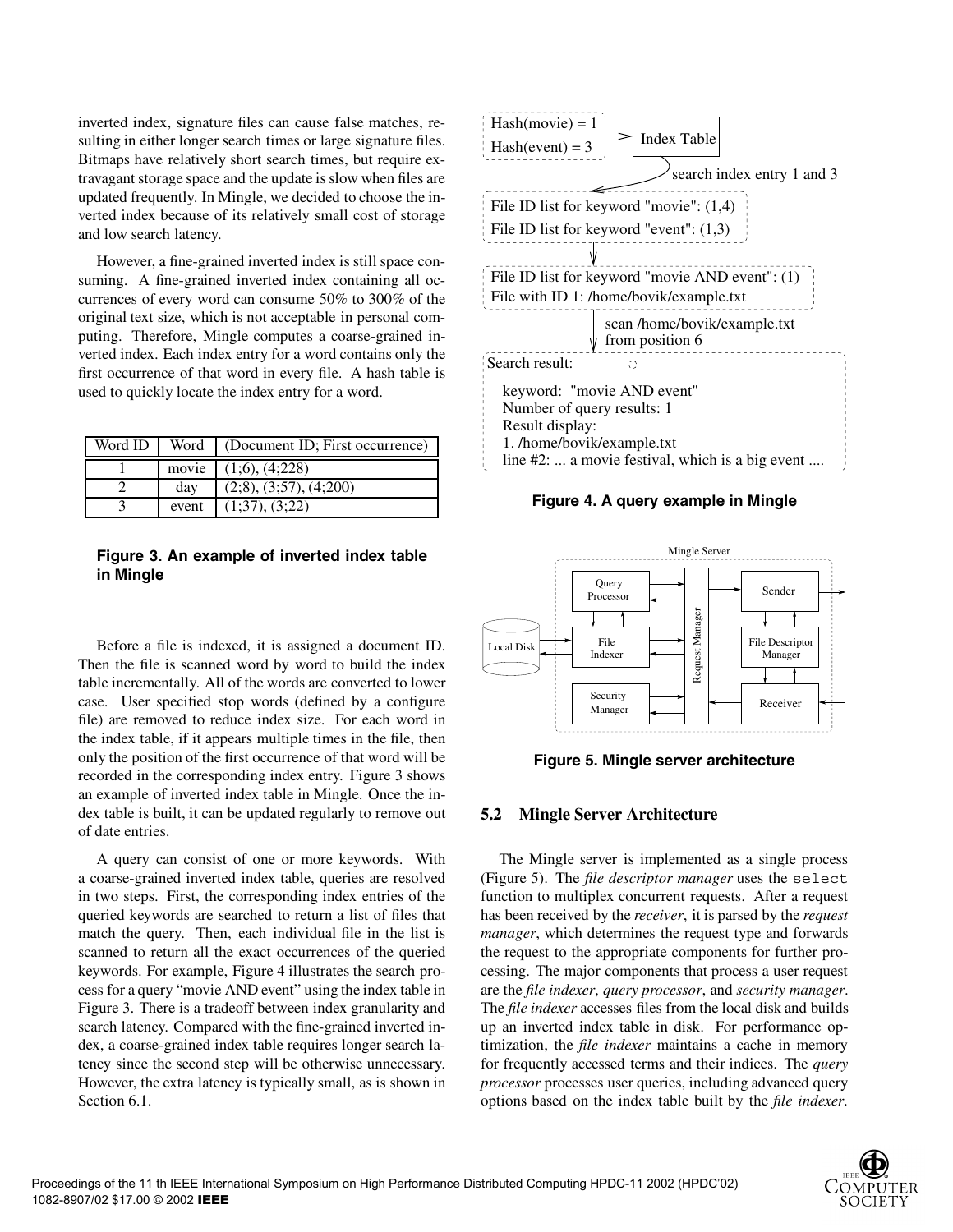inverted index, signature files can cause false matches, resulting in either longer search times or large signature files. Bitmaps have relatively short search times, but require extravagant storage space and the update is slow when files are updated frequently. In Mingle, we decided to choose the inverted index because of its relatively small cost of storage and low search latency.

However, a fine-grained inverted index is still space consuming. A fine-grained inverted index containing all occurrences of every word can consume 50% to 300% of the original text size, which is not acceptable in personal computing. Therefore, Mingle computes a coarse-grained inverted index. Each index entry for a word contains only the first occurrence of that word in every file. A hash table is used to quickly locate the index entry for a word.

| Word ID | Word | (Document ID; First occurrence) |
|---|---|---|
| 1 | movie | (1;6), (4;228) |
| 2 | day | (2;8), (3;57), (4;200) |
| 3 | event | (1;37), (3;22) |

**Figure 3. An example of inverted index table in Mingle**

Before a file is indexed, it is assigned a document ID. Then the file is scanned word by word to build the index table incrementally. All of the words are converted to lower case. User specified stop words (defined by a configure file) are removed to reduce index size. For each word in the index table, if it appears multiple times in the file, then only the position of the first occurrence of that word will be recorded in the corresponding index entry. Figure 3 shows an example of inverted index table in Mingle. Once the index table is built, it can be updated regularly to remove out of date entries.

A query can consist of one or more keywords. With a coarse-grained inverted index table, queries are resolved in two steps. First, the corresponding index entries of the queried keywords are searched to return a list of files that match the query. Then, each individual file in the list is scanned to return all the exact occurrences of the queried keywords. For example, Figure 4 illustrates the search process for a query "movie AND event" using the index table in Figure 3. There is a tradeoff between index granularity and search latency. Compared with the fine-grained inverted index, a coarse-grained index table requires longer search latency since the second step will be otherwise unnecessary. However, the extra latency is typically small, as is shown in Section 6.1.

```
Hash(movie) = 1
Hash(event) = 3          -->  Index Table
                              | search index entry 1 and 3
File ID list for keyword "movie": (1,4)
File ID list for keyword "event": (1,3)
        |
File ID list for keyword "movie AND event": (1)
File with ID 1: /home/bovik/example.txt
        | scan /home/bovik/example.txt
        | from position 6
Search result:
   keyword: "movie AND event"
   Number of query results: 1
   Result display:
   1. /home/bovik/example.txt
   line #2: ... a movie festival, which is a big event ....
```

**Figure 4. A query example in Mingle**

```
Mingle Server
  Query Processor   | Request |  Sender
  Local Disk <-> File Indexer | Manager |  File Descriptor Manager
  Security Manager  |         |  Receiver
```

**Figure 5. Mingle server architecture**

### 5.2 Mingle Server Architecture

The Mingle server is implemented as a single process (Figure 5). The *file descriptor manager* uses the `select` function to multiplex concurrent requests. After a request has been received by the *receiver*, it is parsed by the *request manager*, which determines the request type and forwards the request to the appropriate components for further processing. The major components that process a user request are the *file indexer*, *query processor*, and *security manager*. The *file indexer* accesses files from the local disk and builds up an inverted index table in disk. For performance optimization, the *file indexer* maintains a cache in memory for frequently accessed terms and their indices. The *query processor* processes user queries, including advanced query options based on the index table built by the *file indexer*.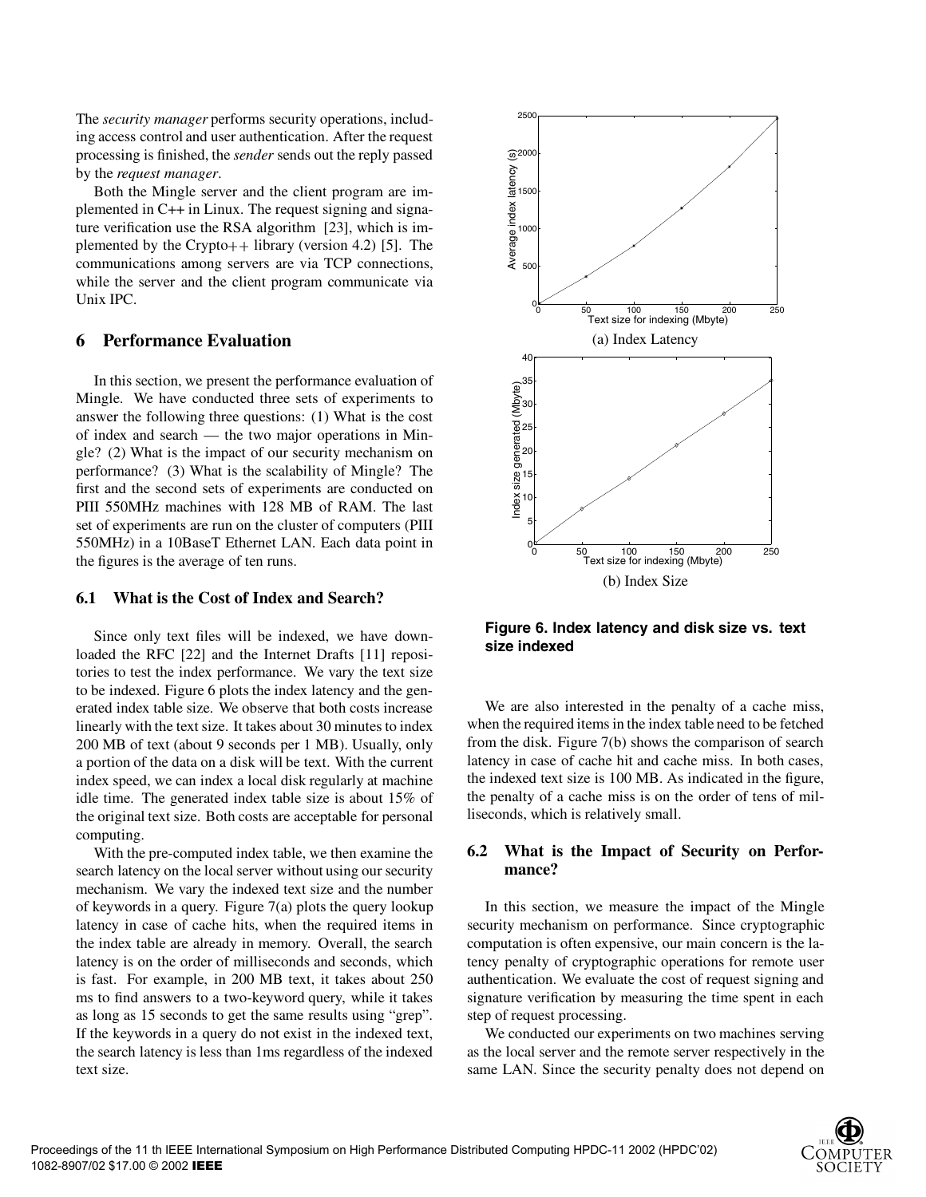The *security manager* performs security operations, including access control and user authentication. After the request processing is finished, the *sender* sends out the reply passed by the *request manager*.

Both the Mingle server and the client program are implemented in C++ in Linux. The request signing and signature verification use the RSA algorithm [23], which is implemented by the Crypto++ library (version 4.2) [5]. The communications among servers are via TCP connections, while the server and the client program communicate via Unix IPC.

## 6 Performance Evaluation

In this section, we present the performance evaluation of Mingle. We have conducted three sets of experiments to answer the following three questions: (1) What is the cost of index and search — the two major operations in Mingle? (2) What is the impact of our security mechanism on performance? (3) What is the scalability of Mingle? The first and the second sets of experiments are conducted on PIII 550MHz machines with 128 MB of RAM. The last set of experiments are run on the cluster of computers (PIII 550MHz) in a 10BaseT Ethernet LAN. Each data point in the figures is the average of ten runs.

### 6.1 What is the Cost of Index and Search?

Since only text files will be indexed, we have downloaded the RFC [22] and the Internet Drafts [11] repositories to test the index performance. We vary the text size to be indexed. Figure 6 plots the index latency and the generated index table size. We observe that both costs increase linearly with the text size. It takes about 30 minutes to index 200 MB of text (about 9 seconds per 1 MB). Usually, only a portion of the data on a disk will be text. With the current index speed, we can index a local disk regularly at machine idle time. The generated index table size is about 15% of the original text size. Both costs are acceptable for personal computing.

With the pre-computed index table, we then examine the search latency on the local server without using our security mechanism. We vary the indexed text size and the number of keywords in a query. Figure 7(a) plots the query lookup latency in case of cache hits, when the required items in the index table are already in memory. Overall, the search latency is on the order of milliseconds and seconds, which is fast. For example, in 200 MB text, it takes about 250 ms to find answers to a two-keyword query, while it takes as long as 15 seconds to get the same results using "grep". If the keywords in a query do not exist in the indexed text, the search latency is less than 1ms regardless of the indexed text size.

(a) Index Latency

(b) Index Size

**Figure 6. Index latency and disk size vs. text size indexed**

We are also interested in the penalty of a cache miss, when the required items in the index table need to be fetched from the disk. Figure 7(b) shows the comparison of search latency in case of cache hit and cache miss. In both cases, the indexed text size is 100 MB. As indicated in the figure, the penalty of a cache miss is on the order of tens of milliseconds, which is relatively small.

### 6.2 What is the Impact of Security on Performance?

In this section, we measure the impact of the Mingle security mechanism on performance. Since cryptographic computation is often expensive, our main concern is the latency penalty of cryptographic operations for remote user authentication. We evaluate the cost of request signing and signature verification by measuring the time spent in each step of request processing.

We conducted our experiments on two machines serving as the local server and the remote server respectively in the same LAN. Since the security penalty does not depend on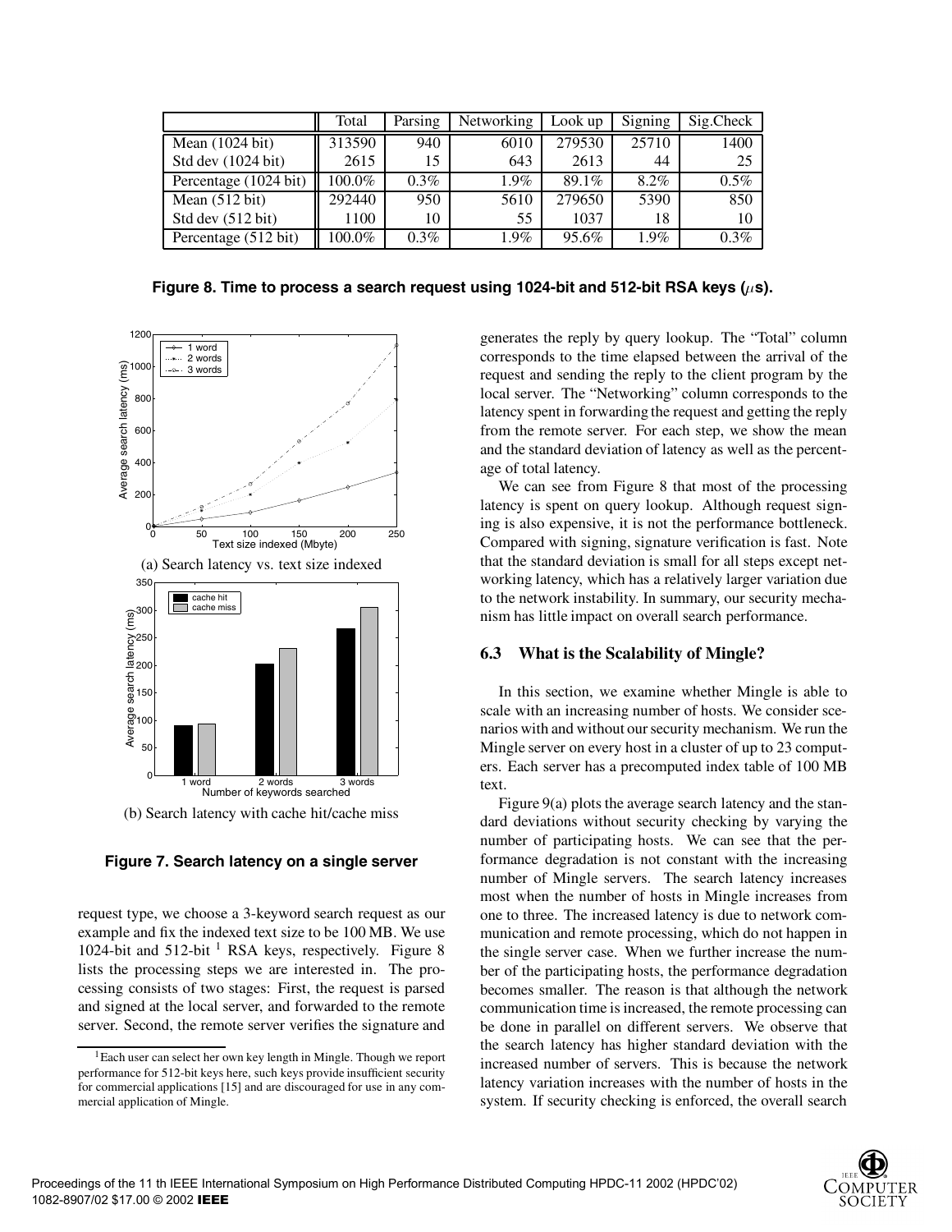|  | Total | Parsing | Networking | Look up | Signing | Sig.Check |
|---|---|---|---|---|---|---|
| Mean (1024 bit) | 313590 | 940 | 6010 | 279530 | 25710 | 1400 |
| Std dev (1024 bit) | 2615 | 15 | 643 | 2613 | 44 | 25 |
| Percentage (1024 bit) | 100.0% | 0.3% | 1.9% | 89.1% | 8.2% | 0.5% |
| Mean (512 bit) | 292440 | 950 | 5610 | 279650 | 5390 | 850 |
| Std dev (512 bit) | 1100 | 10 | 55 | 1037 | 18 | 10 |
| Percentage (512 bit) | 100.0% | 0.3% | 1.9% | 95.6% | 1.9% | 0.3% |

**Figure 8. Time to process a search request using 1024-bit and 512-bit RSA keys ($\mu$s).**

1 word
2 words
3 words
Average search latency (ms)
Text size indexed (Mbyte)
0 50 100 150 200 250
0 200 400 600 800 1000 1200

(a) Search latency vs. text size indexed

cache hit
cache miss
Average search latency (ms)
Number of keywords searched
1 word 2 words 3 words
0 50 100 150 200 250 300 350

(b) Search latency with cache hit/cache miss

**Figure 7. Search latency on a single server**

request type, we choose a 3-keyword search request as our example and fix the indexed text size to be 100 MB. We use 1024-bit and 512-bit [1] RSA keys, respectively. Figure 8 lists the processing steps we are interested in. The processing consists of two stages: First, the request is parsed and signed at the local server, and forwarded to the remote server. Second, the remote server verifies the signature and generates the reply by query lookup. The "Total" column corresponds to the time elapsed between the arrival of the request and sending the reply to the client program by the local server. The "Networking" column corresponds to the latency spent in forwarding the request and getting the reply from the remote server. For each step, we show the mean and the standard deviation of latency as well as the percentage of total latency.

We can see from Figure 8 that most of the processing latency is spent on query lookup. Although request signing is also expensive, it is not the performance bottleneck. Compared with signing, signature verification is fast. Note that the standard deviation is small for all steps except networking latency, which has a relatively larger variation due to the network instability. In summary, our security mechanism has little impact on overall search performance.

### 6.3 What is the Scalability of Mingle?

In this section, we examine whether Mingle is able to scale with an increasing number of hosts. We consider scenarios with and without our security mechanism. We run the Mingle server on every host in a cluster of up to 23 computers. Each server has a precomputed index table of 100 MB text.

Figure 9(a) plots the average search latency and the standard deviations without security checking by varying the number of participating hosts. We can see that the performance degradation is not constant with the increasing number of Mingle servers. The search latency increases most when the number of hosts in Mingle increases from one to three. The increased latency is due to network communication and remote processing, which do not happen in the single server case. When we further increase the number of the participating hosts, the performance degradation becomes smaller. The reason is that although the network communication time is increased, the remote processing can be done in parallel on different servers. We observe that the search latency has higher standard deviation with the increased number of servers. This is because the network latency variation increases with the number of hosts in the system. If security checking is enforced, the overall search

[1] Each user can select her own key length in Mingle. Though we report performance for 512-bit keys here, such keys provide insufficient security for commercial applications [15] and are discouraged for use in any commercial application of Mingle.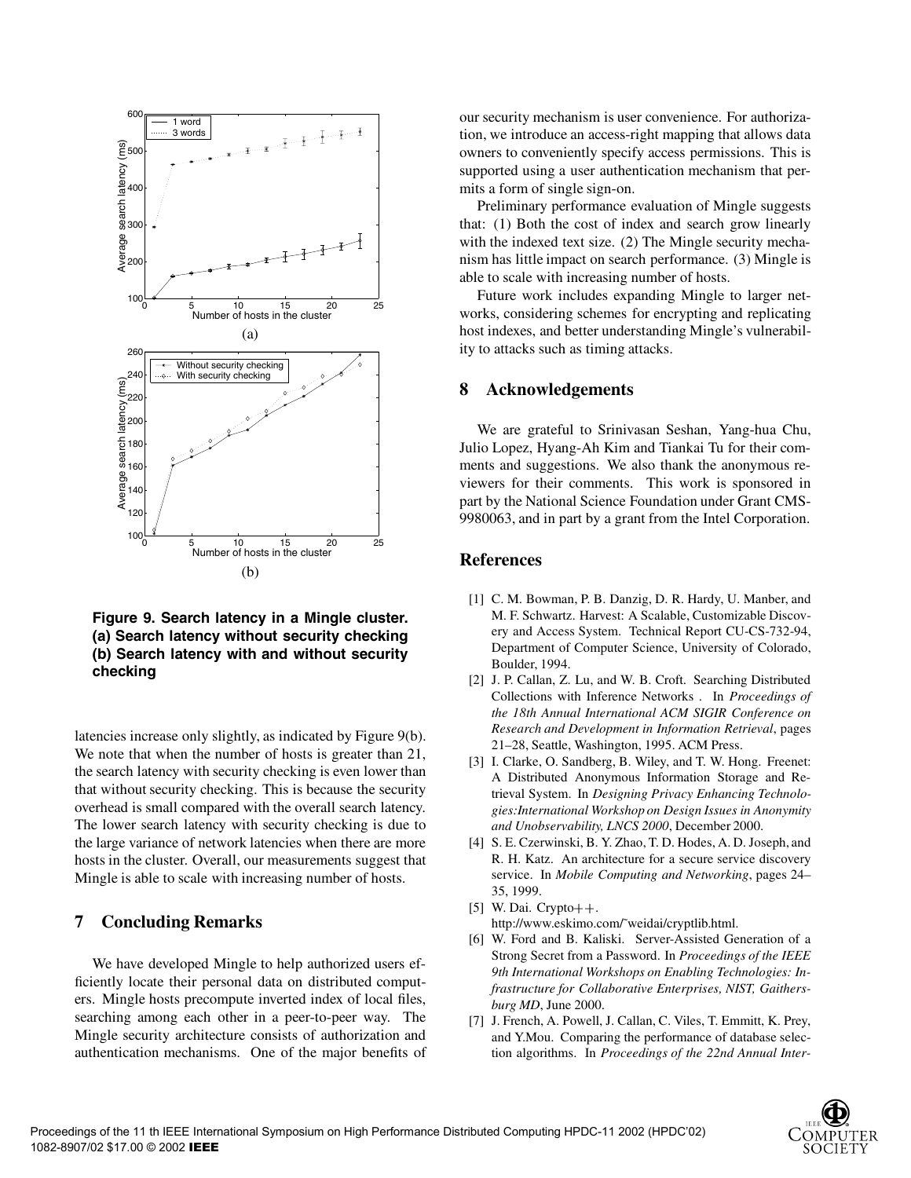Figure 9. Search latency in a Mingle cluster. (a) Search latency without security checking (b) Search latency with and without security checking

latencies increase only slightly, as indicated by Figure 9(b). We note that when the number of hosts is greater than 21, the search latency with security checking is even lower than that without security checking. This is because the security overhead is small compared with the overall search latency. The lower search latency with security checking is due to the large variance of network latencies when there are more hosts in the cluster. Overall, our measurements suggest that Mingle is able to scale with increasing number of hosts.

## 7 Concluding Remarks

We have developed Mingle to help authorized users efficiently locate their personal data on distributed computers. Mingle hosts precompute inverted index of local files, searching among each other in a peer-to-peer way. The Mingle security architecture consists of authorization and authentication mechanisms. One of the major benefits of our security mechanism is user convenience. For authorization, we introduce an access-right mapping that allows data owners to conveniently specify access permissions. This is supported using a user authentication mechanism that permits a form of single sign-on.

Preliminary performance evaluation of Mingle suggests that: (1) Both the cost of index and search grow linearly with the indexed text size. (2) The Mingle security mechanism has little impact on search performance. (3) Mingle is able to scale with increasing number of hosts.

Future work includes expanding Mingle to larger networks, considering schemes for encrypting and replicating host indexes, and better understanding Mingle's vulnerability to attacks such as timing attacks.

## 8 Acknowledgements

We are grateful to Srinivasan Seshan, Yang-hua Chu, Julio Lopez, Hyang-Ah Kim and Tiankai Tu for their comments and suggestions. We also thank the anonymous reviewers for their comments. This work is sponsored in part by the National Science Foundation under Grant CMS-9980063, and in part by a grant from the Intel Corporation.

## References

[1] C. M. Bowman, P. B. Danzig, D. R. Hardy, U. Manber, and M. F. Schwartz. Harvest: A Scalable, Customizable Discovery and Access System. Technical Report CU-CS-732-94, Department of Computer Science, University of Colorado, Boulder, 1994.

[2] J. P. Callan, Z. Lu, and W. B. Croft. Searching Distributed Collections with Inference Networks . In *Proceedings of the 18th Annual International ACM SIGIR Conference on Research and Development in Information Retrieval*, pages 21–28, Seattle, Washington, 1995. ACM Press.

[3] I. Clarke, O. Sandberg, B. Wiley, and T. W. Hong. Freenet: A Distributed Anonymous Information Storage and Retrieval System. In *Designing Privacy Enhancing Technologies:International Workshop on Design Issues in Anonymity and Unobservability, LNCS 2000*, December 2000.

[4] S. E. Czerwinski, B. Y. Zhao, T. D. Hodes, A. D. Joseph, and R. H. Katz. An architecture for a secure service discovery service. In *Mobile Computing and Networking*, pages 24–35, 1999.

[5] W. Dai. Crypto++. http://www.eskimo.com/˜weidai/cryptlib.html.

[6] W. Ford and B. Kaliski. Server-Assisted Generation of a Strong Secret from a Password. In *Proceedings of the IEEE 9th International Workshops on Enabling Technologies: Infrastructure for Collaborative Enterprises, NIST, Gaithersburg MD*, June 2000.

[7] J. French, A. Powell, J. Callan, C. Viles, T. Emmitt, K. Prey, and Y.Mou. Comparing the performance of database selection algorithms. In *Proceedings of the 22nd Annual Inter-*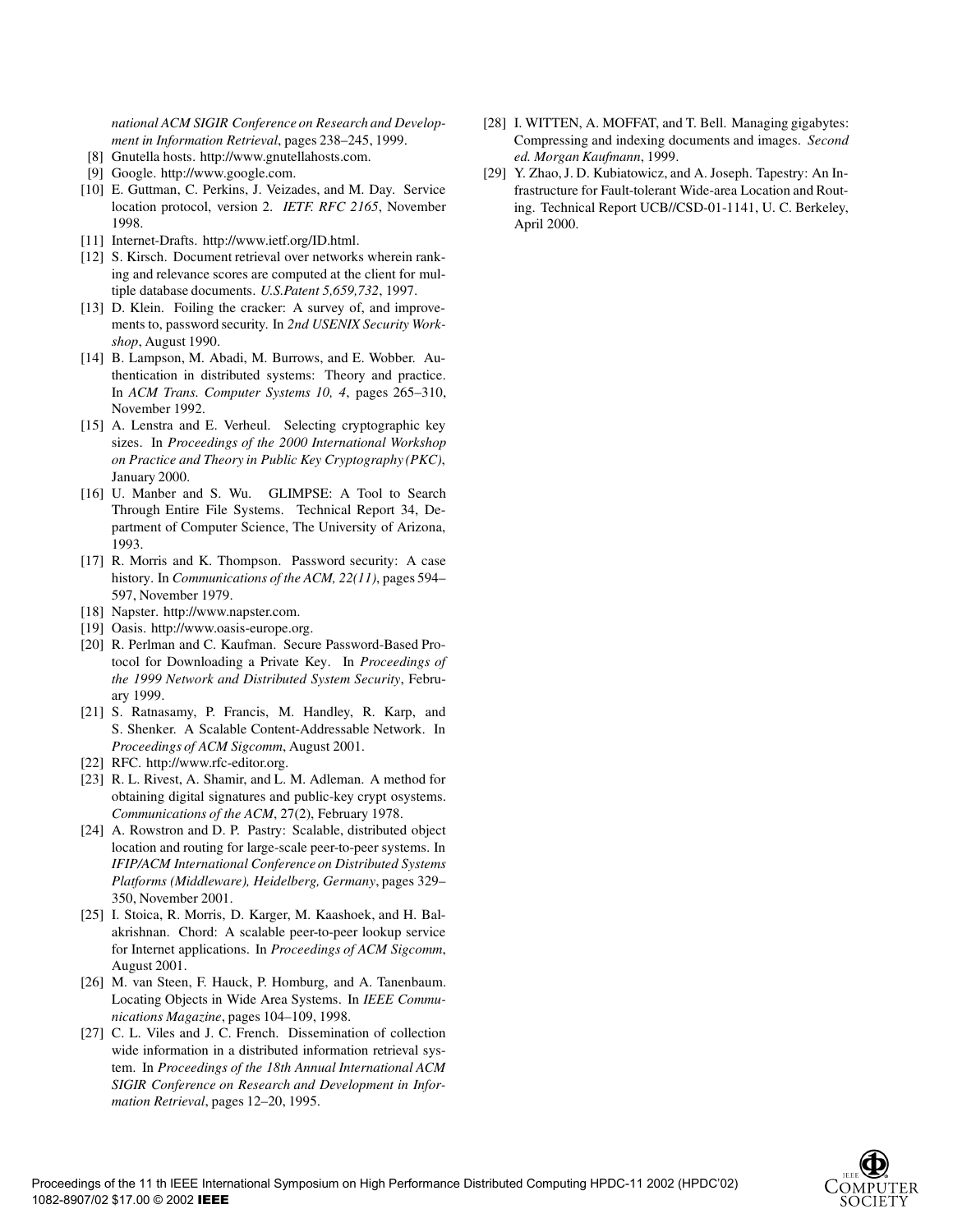*national ACM SIGIR Conference on Research and Development in Information Retrieval*, pages 238–245, 1999.

[8] Gnutella hosts. http://www.gnutellahosts.com.

[9] Google. http://www.google.com.

[10] E. Guttman, C. Perkins, J. Veizades, and M. Day. Service location protocol, version 2. *IETF. RFC 2165*, November 1998.

[11] Internet-Drafts. http://www.ietf.org/ID.html.

[12] S. Kirsch. Document retrieval over networks wherein ranking and relevance scores are computed at the client for multiple database documents. *U.S.Patent 5,659,732*, 1997.

[13] D. Klein. Foiling the cracker: A survey of, and improvements to, password security. In *2nd USENIX Security Workshop*, August 1990.

[14] B. Lampson, M. Abadi, M. Burrows, and E. Wobber. Authentication in distributed systems: Theory and practice. In *ACM Trans. Computer Systems 10, 4*, pages 265–310, November 1992.

[15] A. Lenstra and E. Verheul. Selecting cryptographic key sizes. In *Proceedings of the 2000 International Workshop on Practice and Theory in Public Key Cryptography (PKC)*, January 2000.

[16] U. Manber and S. Wu. GLIMPSE: A Tool to Search Through Entire File Systems. Technical Report 34, Department of Computer Science, The University of Arizona, 1993.

[17] R. Morris and K. Thompson. Password security: A case history. In *Communications of the ACM, 22(11)*, pages 594–597, November 1979.

[18] Napster. http://www.napster.com.

[19] Oasis. http://www.oasis-europe.org.

[20] R. Perlman and C. Kaufman. Secure Password-Based Protocol for Downloading a Private Key. In *Proceedings of the 1999 Network and Distributed System Security*, February 1999.

[21] S. Ratnasamy, P. Francis, M. Handley, R. Karp, and S. Shenker. A Scalable Content-Addressable Network. In *Proceedings of ACM Sigcomm*, August 2001.

[22] RFC. http://www.rfc-editor.org.

[23] R. L. Rivest, A. Shamir, and L. M. Adleman. A method for obtaining digital signatures and public-key crypt osystems. *Communications of the ACM*, 27(2), February 1978.

[24] A. Rowstron and D. P. Pastry: Scalable, distributed object location and routing for large-scale peer-to-peer systems. In *IFIP/ACM International Conference on Distributed Systems Platforms (Middleware), Heidelberg, Germany*, pages 329–350, November 2001.

[25] I. Stoica, R. Morris, D. Karger, M. Kaashoek, and H. Balakrishnan. Chord: A scalable peer-to-peer lookup service for Internet applications. In *Proceedings of ACM Sigcomm*, August 2001.

[26] M. van Steen, F. Hauck, P. Homburg, and A. Tanenbaum. Locating Objects in Wide Area Systems. In *IEEE Communications Magazine*, pages 104–109, 1998.

[27] C. L. Viles and J. C. French. Dissemination of collection wide information in a distributed information retrieval system. In *Proceedings of the 18th Annual International ACM SIGIR Conference on Research and Development in Information Retrieval*, pages 12–20, 1995.

[28] I. WITTEN, A. MOFFAT, and T. Bell. Managing gigabytes: Compressing and indexing documents and images. *Second ed. Morgan Kaufmann*, 1999.

[29] Y. Zhao, J. D. Kubiatowicz, and A. Joseph. Tapestry: An Infrastructure for Fault-tolerant Wide-area Location and Routing. Technical Report UCB//CSD-01-1141, U. C. Berkeley, April 2000.